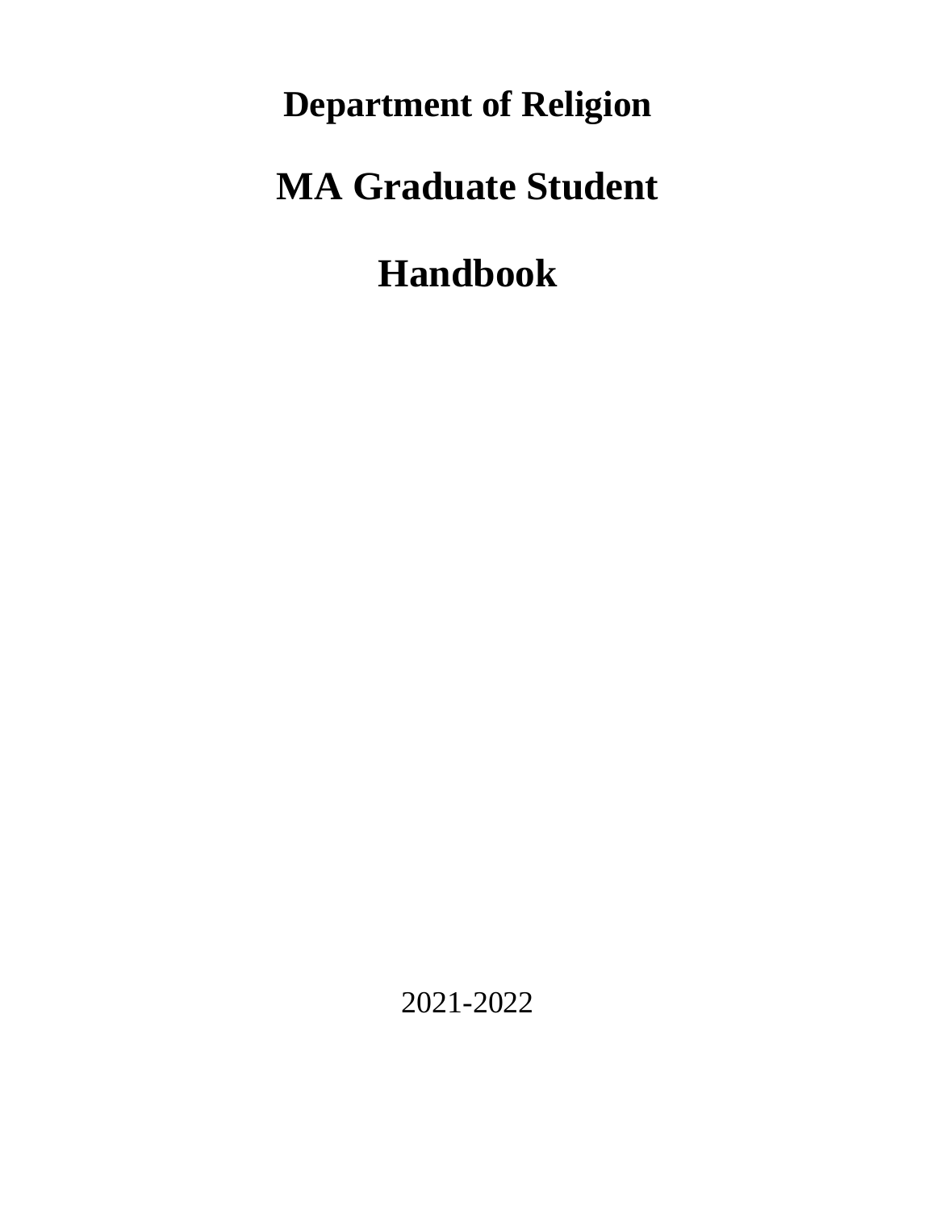# Department of Religion

# MA Graduate Student

# Handbook

2021-2022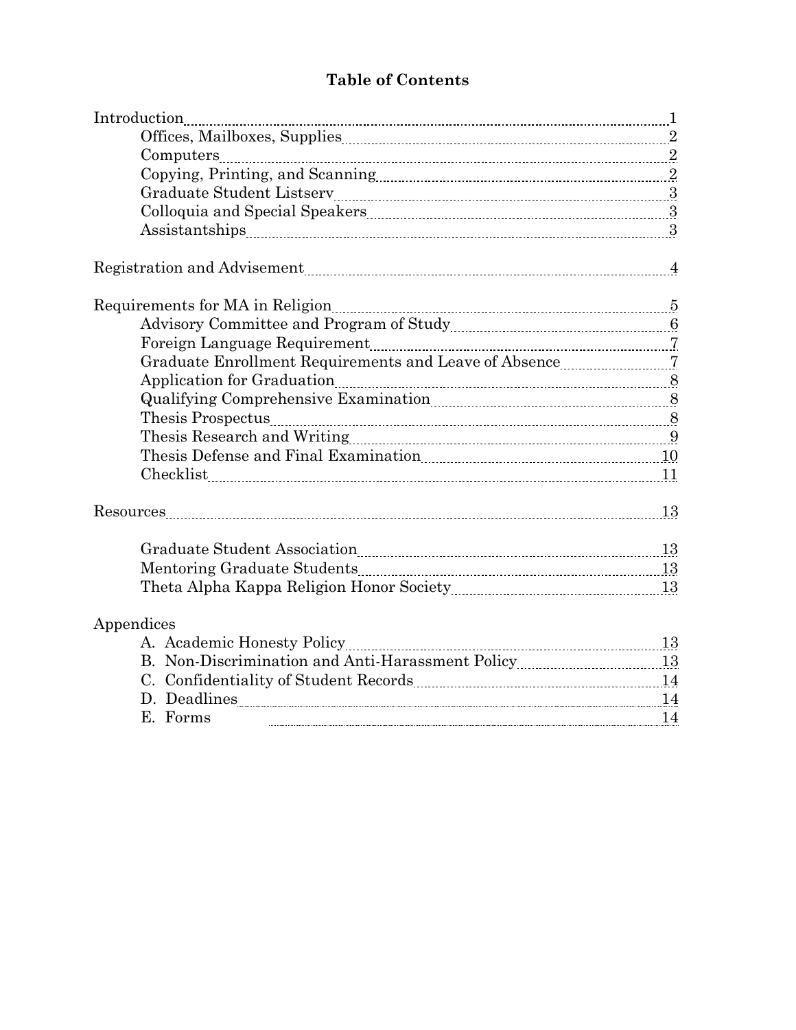# Table of Contents

| | |
|---|---|
| Introduction | 1 |
| &nbsp;&nbsp;&nbsp;&nbsp;Offices, Mailboxes, Supplies | 2 |
| &nbsp;&nbsp;&nbsp;&nbsp;Computers | 2 |
| &nbsp;&nbsp;&nbsp;&nbsp;Copying, Printing, and Scanning | 2 |
| &nbsp;&nbsp;&nbsp;&nbsp;Graduate Student Listserv | 3 |
| &nbsp;&nbsp;&nbsp;&nbsp;Colloquia and Special Speakers | 3 |
| &nbsp;&nbsp;&nbsp;&nbsp;Assistantships | 3 |
| Registration and Advisement | 4 |
| Requirements for MA in Religion | 5 |
| &nbsp;&nbsp;&nbsp;&nbsp;Advisory Committee and Program of Study | 6 |
| &nbsp;&nbsp;&nbsp;&nbsp;Foreign Language Requirement | 7 |
| &nbsp;&nbsp;&nbsp;&nbsp;Graduate Enrollment Requirements and Leave of Absence | 7 |
| &nbsp;&nbsp;&nbsp;&nbsp;Application for Graduation | 8 |
| &nbsp;&nbsp;&nbsp;&nbsp;Qualifying Comprehensive Examination | 8 |
| &nbsp;&nbsp;&nbsp;&nbsp;Thesis Prospectus | 8 |
| &nbsp;&nbsp;&nbsp;&nbsp;Thesis Research and Writing | 9 |
| &nbsp;&nbsp;&nbsp;&nbsp;Thesis Defense and Final Examination | 10 |
| &nbsp;&nbsp;&nbsp;&nbsp;Checklist | 11 |
| Resources | 13 |
| &nbsp;&nbsp;&nbsp;&nbsp;Graduate Student Association | 13 |
| &nbsp;&nbsp;&nbsp;&nbsp;Mentoring Graduate Students | 13 |
| &nbsp;&nbsp;&nbsp;&nbsp;Theta Alpha Kappa Religion Honor Society | 13 |
| Appendices | |
| &nbsp;&nbsp;&nbsp;&nbsp;A. Academic Honesty Policy | 13 |
| &nbsp;&nbsp;&nbsp;&nbsp;B. Non-Discrimination and Anti-Harassment Policy | 13 |
| &nbsp;&nbsp;&nbsp;&nbsp;C. Confidentiality of Student Records | 14 |
| &nbsp;&nbsp;&nbsp;&nbsp;D. Deadlines | 14 |
| &nbsp;&nbsp;&nbsp;&nbsp;E. Forms | 14 |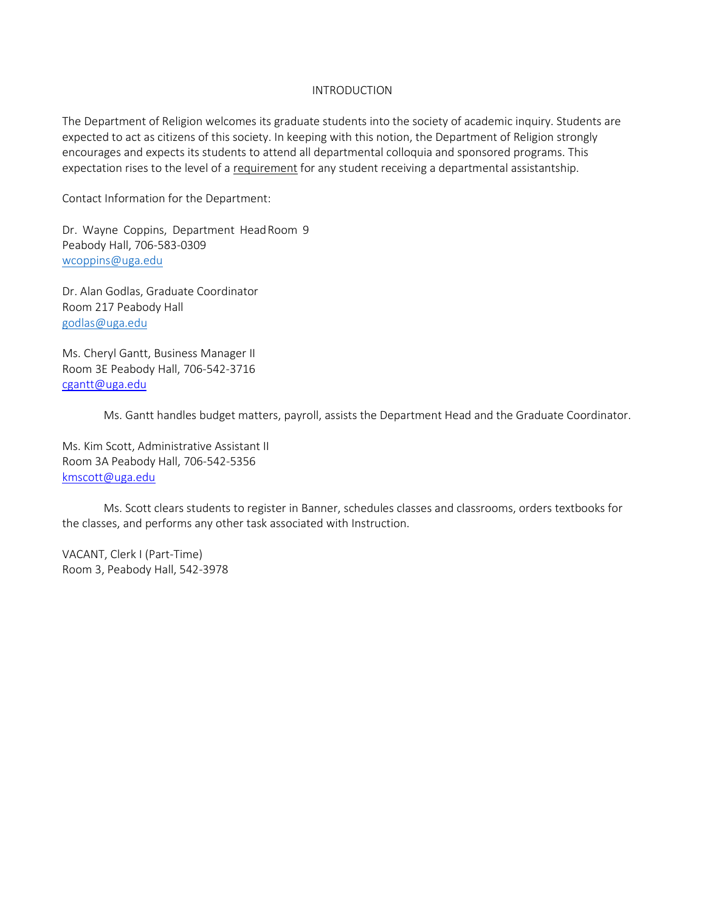## INTRODUCTION

The Department of Religion welcomes its graduate students into the society of academic inquiry. Students are expected to act as citizens of this society. In keeping with this notion, the Department of Religion strongly encourages and expects its students to attend all departmental colloquia and sponsored programs. This expectation rises to the level of a <u>requirement</u> for any student receiving a departmental assistantship.

Contact Information for the Department:

Dr. Wayne Coppins, Department Head Room 9
Peabody Hall, 706-583-0309
wcoppins@uga.edu

Dr. Alan Godlas, Graduate Coordinator
Room 217 Peabody Hall
godlas@uga.edu

Ms. Cheryl Gantt, Business Manager II
Room 3E Peabody Hall, 706-542-3716
cgantt@uga.edu

Ms. Gantt handles budget matters, payroll, assists the Department Head and the Graduate Coordinator.

Ms. Kim Scott, Administrative Assistant II
Room 3A Peabody Hall, 706-542-5356
kmscott@uga.edu

Ms. Scott clears students to register in Banner, schedules classes and classrooms, orders textbooks for the classes, and performs any other task associated with Instruction.

VACANT, Clerk I (Part-Time)
Room 3, Peabody Hall, 542-3978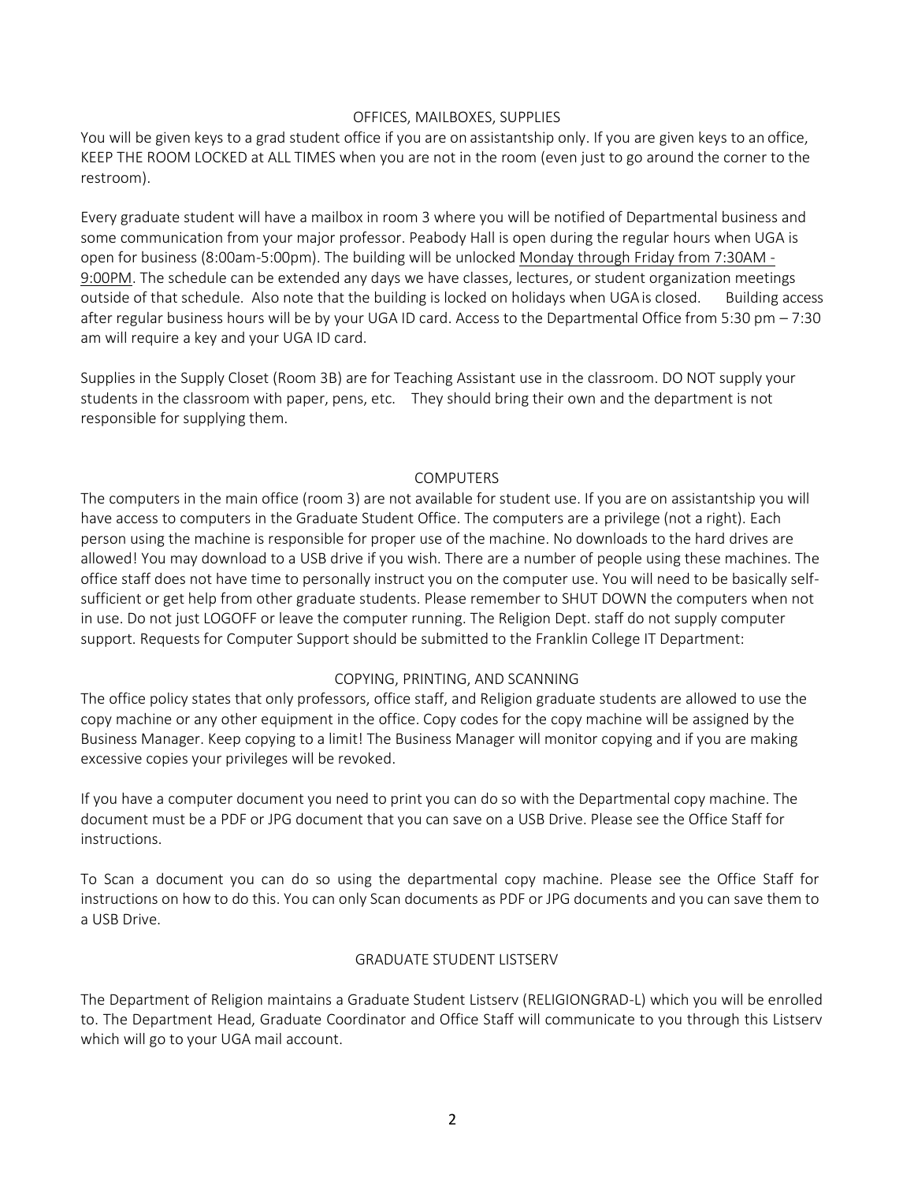## OFFICES, MAILBOXES, SUPPLIES

You will be given keys to a grad student office if you are on assistantship only. If you are given keys to an office, KEEP THE ROOM LOCKED at ALL TIMES when you are not in the room (even just to go around the corner to the restroom).

Every graduate student will have a mailbox in room 3 where you will be notified of Departmental business and some communication from your major professor. Peabody Hall is open during the regular hours when UGA is open for business (8:00am-5:00pm). The building will be unlocked Monday through Friday from 7:30AM - 9:00PM. The schedule can be extended any days we have classes, lectures, or student organization meetings outside of that schedule. Also note that the building is locked on holidays when UGA is closed. Building access after regular business hours will be by your UGA ID card. Access to the Departmental Office from 5:30 pm – 7:30 am will require a key and your UGA ID card.

Supplies in the Supply Closet (Room 3B) are for Teaching Assistant use in the classroom. DO NOT supply your students in the classroom with paper, pens, etc. They should bring their own and the department is not responsible for supplying them.

## COMPUTERS

The computers in the main office (room 3) are not available for student use. If you are on assistantship you will have access to computers in the Graduate Student Office. The computers are a privilege (not a right). Each person using the machine is responsible for proper use of the machine. No downloads to the hard drives are allowed! You may download to a USB drive if you wish. There are a number of people using these machines. The office staff does not have time to personally instruct you on the computer use. You will need to be basically self-sufficient or get help from other graduate students. Please remember to SHUT DOWN the computers when not in use. Do not just LOGOFF or leave the computer running. The Religion Dept. staff do not supply computer support. Requests for Computer Support should be submitted to the Franklin College IT Department:

## COPYING, PRINTING, AND SCANNING

The office policy states that only professors, office staff, and Religion graduate students are allowed to use the copy machine or any other equipment in the office. Copy codes for the copy machine will be assigned by the Business Manager. Keep copying to a limit! The Business Manager will monitor copying and if you are making excessive copies your privileges will be revoked.

If you have a computer document you need to print you can do so with the Departmental copy machine. The document must be a PDF or JPG document that you can save on a USB Drive. Please see the Office Staff for instructions.

To Scan a document you can do so using the departmental copy machine. Please see the Office Staff for instructions on how to do this. You can only Scan documents as PDF or JPG documents and you can save them to a USB Drive.

## GRADUATE STUDENT LISTSERV

The Department of Religion maintains a Graduate Student Listserv (RELIGIONGRAD-L) which you will be enrolled to. The Department Head, Graduate Coordinator and Office Staff will communicate to you through this Listserv which will go to your UGA mail account.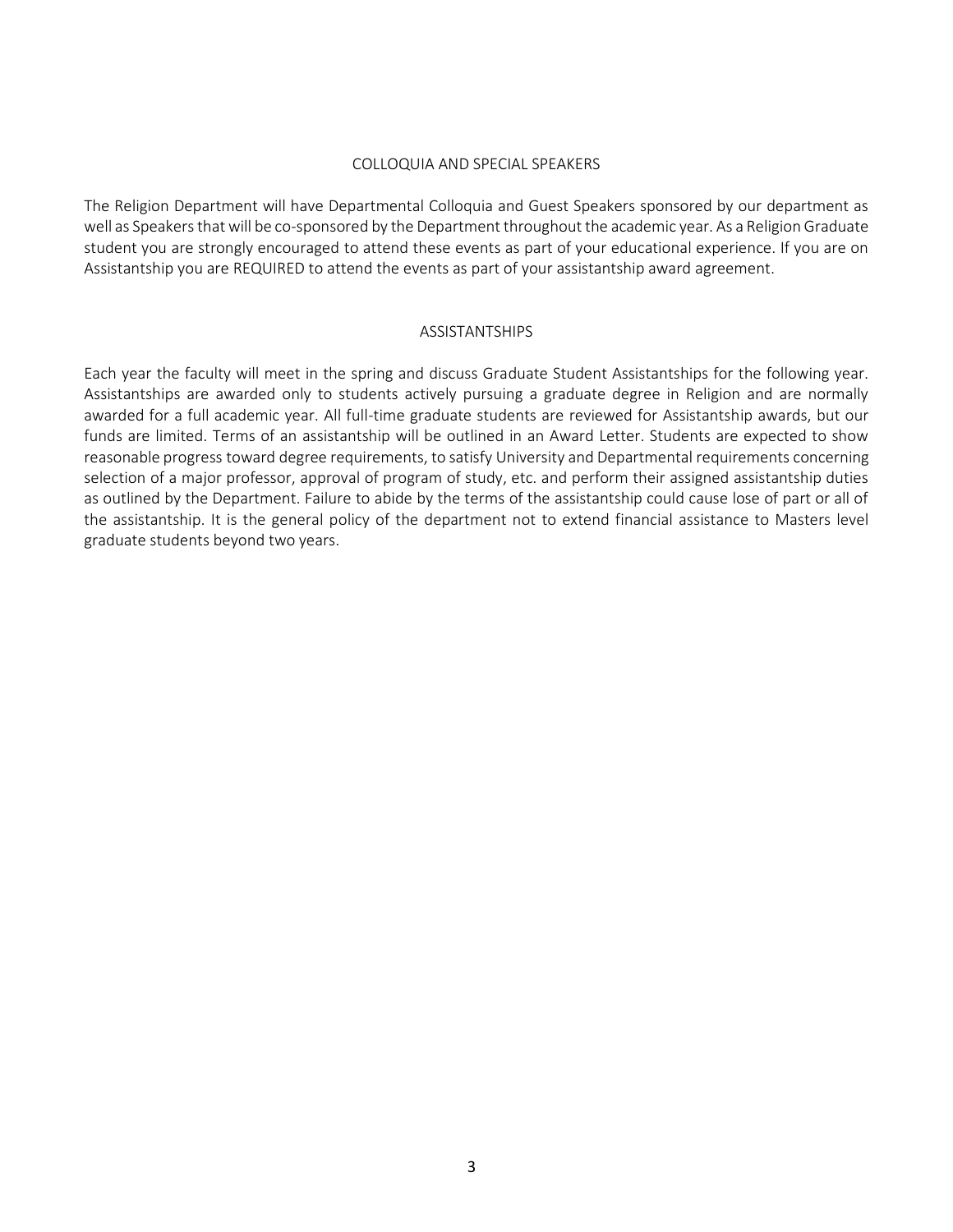## COLLOQUIA AND SPECIAL SPEAKERS

The Religion Department will have Departmental Colloquia and Guest Speakers sponsored by our department as well as Speakers that will be co-sponsored by the Department throughout the academic year. As a Religion Graduate student you are strongly encouraged to attend these events as part of your educational experience. If you are on Assistantship you are REQUIRED to attend the events as part of your assistantship award agreement.

## ASSISTANTSHIPS

Each year the faculty will meet in the spring and discuss Graduate Student Assistantships for the following year. Assistantships are awarded only to students actively pursuing a graduate degree in Religion and are normally awarded for a full academic year. All full-time graduate students are reviewed for Assistantship awards, but our funds are limited. Terms of an assistantship will be outlined in an Award Letter. Students are expected to show reasonable progress toward degree requirements, to satisfy University and Departmental requirements concerning selection of a major professor, approval of program of study, etc. and perform their assigned assistantship duties as outlined by the Department. Failure to abide by the terms of the assistantship could cause lose of part or all of the assistantship. It is the general policy of the department not to extend financial assistance to Masters level graduate students beyond two years.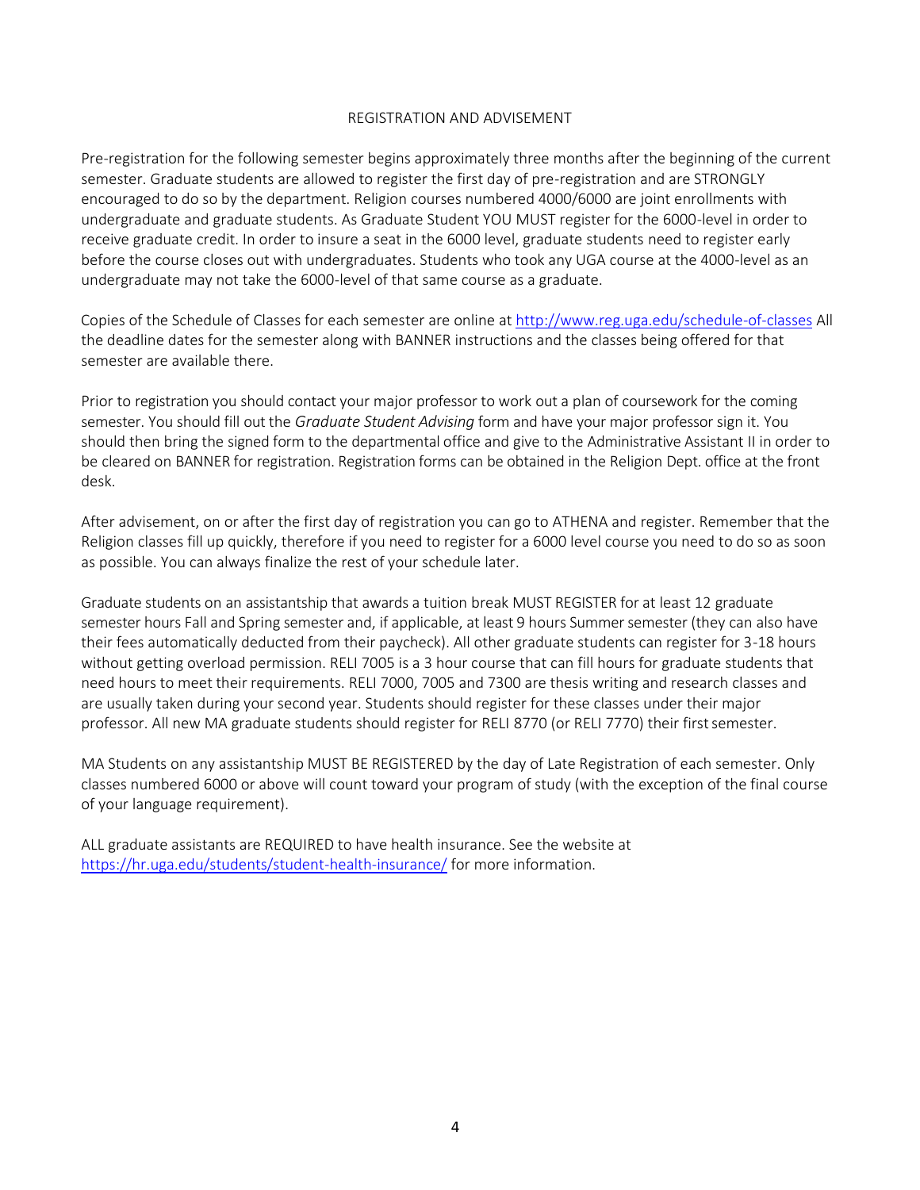## REGISTRATION AND ADVISEMENT

Pre-registration for the following semester begins approximately three months after the beginning of the current semester. Graduate students are allowed to register the first day of pre-registration and are STRONGLY encouraged to do so by the department. Religion courses numbered 4000/6000 are joint enrollments with undergraduate and graduate students. As Graduate Student YOU MUST register for the 6000-level in order to receive graduate credit. In order to insure a seat in the 6000 level, graduate students need to register early before the course closes out with undergraduates. Students who took any UGA course at the 4000-level as an undergraduate may not take the 6000-level of that same course as a graduate.

Copies of the Schedule of Classes for each semester are online at http://www.reg.uga.edu/schedule-of-classes All the deadline dates for the semester along with BANNER instructions and the classes being offered for that semester are available there.

Prior to registration you should contact your major professor to work out a plan of coursework for the coming semester. You should fill out the *Graduate Student Advising* form and have your major professor sign it. You should then bring the signed form to the departmental office and give to the Administrative Assistant II in order to be cleared on BANNER for registration. Registration forms can be obtained in the Religion Dept. office at the front desk.

After advisement, on or after the first day of registration you can go to ATHENA and register. Remember that the Religion classes fill up quickly, therefore if you need to register for a 6000 level course you need to do so as soon as possible. You can always finalize the rest of your schedule later.

Graduate students on an assistantship that awards a tuition break MUST REGISTER for at least 12 graduate semester hours Fall and Spring semester and, if applicable, at least 9 hours Summer semester (they can also have their fees automatically deducted from their paycheck). All other graduate students can register for 3-18 hours without getting overload permission. RELI 7005 is a 3 hour course that can fill hours for graduate students that need hours to meet their requirements. RELI 7000, 7005 and 7300 are thesis writing and research classes and are usually taken during your second year. Students should register for these classes under their major professor. All new MA graduate students should register for RELI 8770 (or RELI 7770) their first semester.

MA Students on any assistantship MUST BE REGISTERED by the day of Late Registration of each semester. Only classes numbered 6000 or above will count toward your program of study (with the exception of the final course of your language requirement).

ALL graduate assistants are REQUIRED to have health insurance. See the website at https://hr.uga.edu/students/student-health-insurance/ for more information.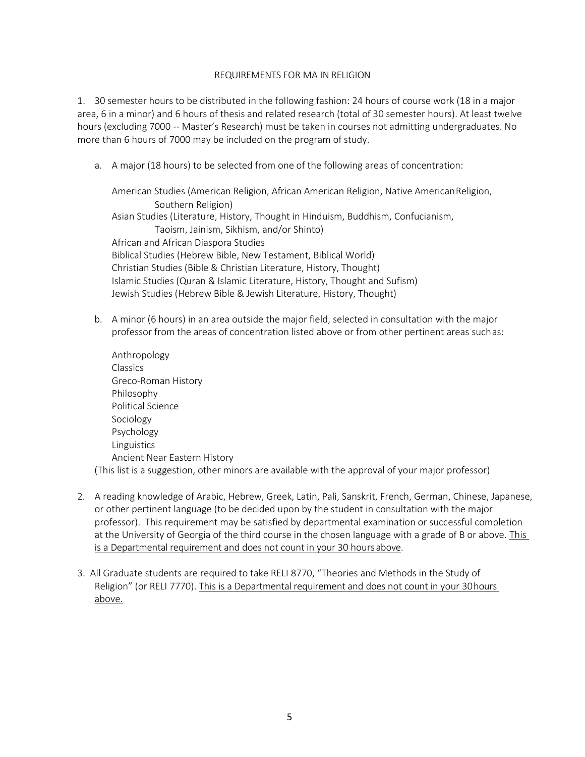## REQUIREMENTS FOR MA IN RELIGION

1. 30 semester hours to be distributed in the following fashion: 24 hours of course work (18 in a major area, 6 in a minor) and 6 hours of thesis and related research (total of 30 semester hours). At least twelve hours (excluding 7000 -- Master's Research) must be taken in courses not admitting undergraduates. No more than 6 hours of 7000 may be included on the program of study.

   a. A major (18 hours) to be selected from one of the following areas of concentration:

      American Studies (American Religion, African American Religion, Native American Religion, Southern Religion)
      Asian Studies (Literature, History, Thought in Hinduism, Buddhism, Confucianism, Taoism, Jainism, Sikhism, and/or Shinto)
      African and African Diaspora Studies
      Biblical Studies (Hebrew Bible, New Testament, Biblical World)
      Christian Studies (Bible & Christian Literature, History, Thought)
      Islamic Studies (Quran & Islamic Literature, History, Thought and Sufism)
      Jewish Studies (Hebrew Bible & Jewish Literature, History, Thought)

   b. A minor (6 hours) in an area outside the major field, selected in consultation with the major professor from the areas of concentration listed above or from other pertinent areas such as:

      Anthropology
      Classics
      Greco-Roman History
      Philosophy
      Political Science
      Sociology
      Psychology
      Linguistics
      Ancient Near Eastern History

   (This list is a suggestion, other minors are available with the approval of your major professor)

2. A reading knowledge of Arabic, Hebrew, Greek, Latin, Pali, Sanskrit, French, German, Chinese, Japanese, or other pertinent language (to be decided upon by the student in consultation with the major professor). This requirement may be satisfied by departmental examination or successful completion at the University of Georgia of the third course in the chosen language with a grade of B or above. <u>This is a Departmental requirement and does not count in your 30 hours above</u>.

3. All Graduate students are required to take RELI 8770, "Theories and Methods in the Study of Religion" (or RELI 7770). <u>This is a Departmental requirement and does not count in your 30 hours above.</u>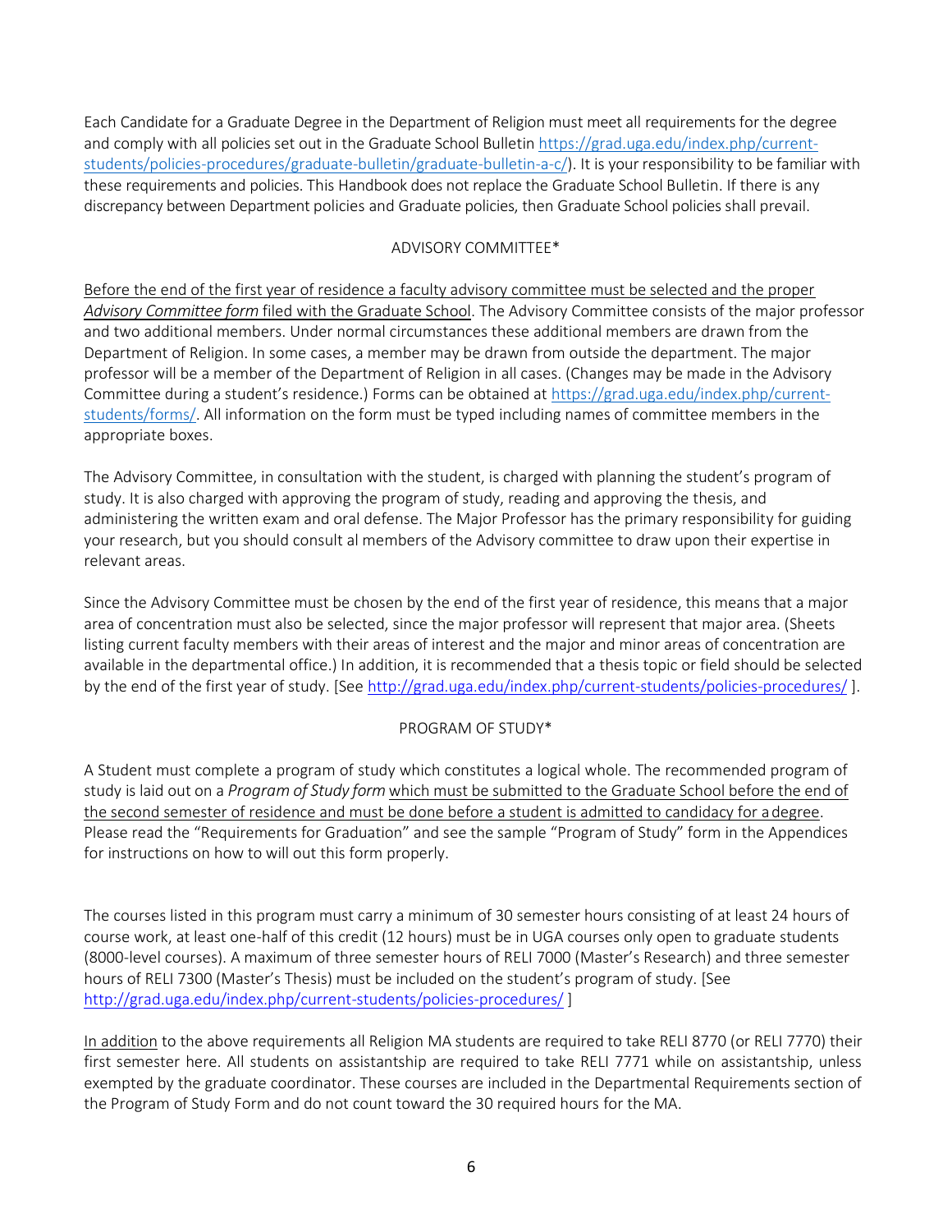Each Candidate for a Graduate Degree in the Department of Religion must meet all requirements for the degree and comply with all policies set out in the Graduate School Bulletin https://grad.uga.edu/index.php/current-students/policies-procedures/graduate-bulletin/graduate-bulletin-a-c/). It is your responsibility to be familiar with these requirements and policies. This Handbook does not replace the Graduate School Bulletin. If there is any discrepancy between Department policies and Graduate policies, then Graduate School policies shall prevail.

## ADVISORY COMMITTEE*

Before the end of the first year of residence a faculty advisory committee must be selected and the proper *Advisory Committee form* filed with the Graduate School. The Advisory Committee consists of the major professor and two additional members. Under normal circumstances these additional members are drawn from the Department of Religion. In some cases, a member may be drawn from outside the department. The major professor will be a member of the Department of Religion in all cases. (Changes may be made in the Advisory Committee during a student's residence.) Forms can be obtained at https://grad.uga.edu/index.php/current-students/forms/. All information on the form must be typed including names of committee members in the appropriate boxes.

The Advisory Committee, in consultation with the student, is charged with planning the student's program of study. It is also charged with approving the program of study, reading and approving the thesis, and administering the written exam and oral defense. The Major Professor has the primary responsibility for guiding your research, but you should consult al members of the Advisory committee to draw upon their expertise in relevant areas.

Since the Advisory Committee must be chosen by the end of the first year of residence, this means that a major area of concentration must also be selected, since the major professor will represent that major area. (Sheets listing current faculty members with their areas of interest and the major and minor areas of concentration are available in the departmental office.) In addition, it is recommended that a thesis topic or field should be selected by the end of the first year of study. [See http://grad.uga.edu/index.php/current-students/policies-procedures/ ].

## PROGRAM OF STUDY*

A Student must complete a program of study which constitutes a logical whole. The recommended program of study is laid out on a *Program of Study form* which must be submitted to the Graduate School before the end of the second semester of residence and must be done before a student is admitted to candidacy for a degree. Please read the "Requirements for Graduation" and see the sample "Program of Study" form in the Appendices for instructions on how to will out this form properly.

The courses listed in this program must carry a minimum of 30 semester hours consisting of at least 24 hours of course work, at least one-half of this credit (12 hours) must be in UGA courses only open to graduate students (8000-level courses). A maximum of three semester hours of RELI 7000 (Master's Research) and three semester hours of RELI 7300 (Master's Thesis) must be included on the student's program of study. [See http://grad.uga.edu/index.php/current-students/policies-procedures/ ]

In addition to the above requirements all Religion MA students are required to take RELI 8770 (or RELI 7770) their first semester here. All students on assistantship are required to take RELI 7771 while on assistantship, unless exempted by the graduate coordinator. These courses are included in the Departmental Requirements section of the Program of Study Form and do not count toward the 30 required hours for the MA.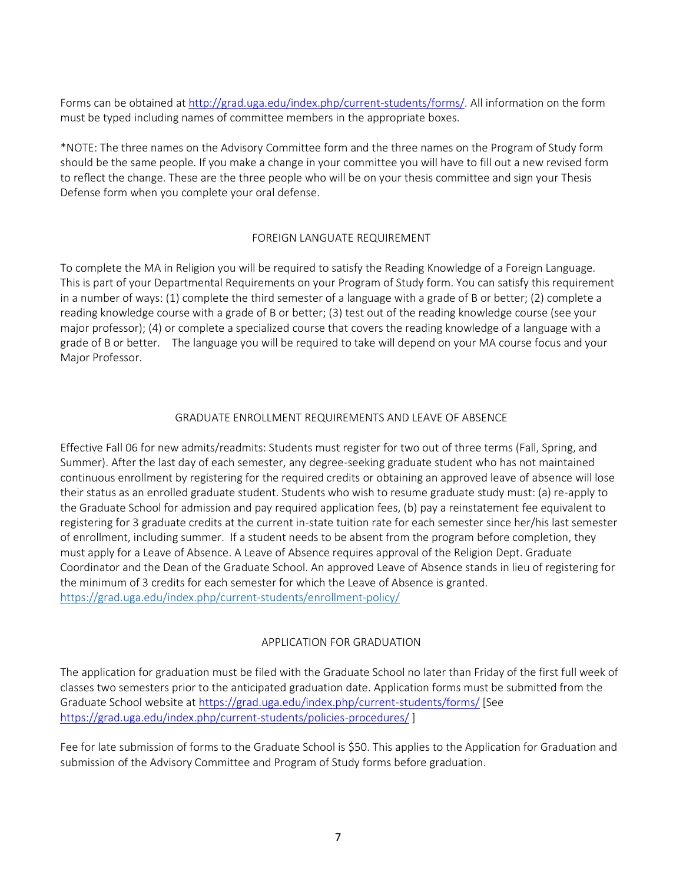Forms can be obtained at http://grad.uga.edu/index.php/current-students/forms/. All information on the form must be typed including names of committee members in the appropriate boxes.

*NOTE: The three names on the Advisory Committee form and the three names on the Program of Study form should be the same people. If you make a change in your committee you will have to fill out a new revised form to reflect the change. These are the three people who will be on your thesis committee and sign your Thesis Defense form when you complete your oral defense.

## FOREIGN LANGUATE REQUIREMENT

To complete the MA in Religion you will be required to satisfy the Reading Knowledge of a Foreign Language. This is part of your Departmental Requirements on your Program of Study form. You can satisfy this requirement in a number of ways: (1) complete the third semester of a language with a grade of B or better; (2) complete a reading knowledge course with a grade of B or better; (3) test out of the reading knowledge course (see your major professor); (4) or complete a specialized course that covers the reading knowledge of a language with a grade of B or better. The language you will be required to take will depend on your MA course focus and your Major Professor.

## GRADUATE ENROLLMENT REQUIREMENTS AND LEAVE OF ABSENCE

Effective Fall 06 for new admits/readmits: Students must register for two out of three terms (Fall, Spring, and Summer). After the last day of each semester, any degree-seeking graduate student who has not maintained continuous enrollment by registering for the required credits or obtaining an approved leave of absence will lose their status as an enrolled graduate student. Students who wish to resume graduate study must: (a) re-apply to the Graduate School for admission and pay required application fees, (b) pay a reinstatement fee equivalent to registering for 3 graduate credits at the current in-state tuition rate for each semester since her/his last semester of enrollment, including summer. If a student needs to be absent from the program before completion, they must apply for a Leave of Absence. A Leave of Absence requires approval of the Religion Dept. Graduate Coordinator and the Dean of the Graduate School. An approved Leave of Absence stands in lieu of registering for the minimum of 3 credits for each semester for which the Leave of Absence is granted. https://grad.uga.edu/index.php/current-students/enrollment-policy/

## APPLICATION FOR GRADUATION

The application for graduation must be filed with the Graduate School no later than Friday of the first full week of classes two semesters prior to the anticipated graduation date. Application forms must be submitted from the Graduate School website at https://grad.uga.edu/index.php/current-students/forms/ [See https://grad.uga.edu/index.php/current-students/policies-procedures/ ]

Fee for late submission of forms to the Graduate School is $50. This applies to the Application for Graduation and submission of the Advisory Committee and Program of Study forms before graduation.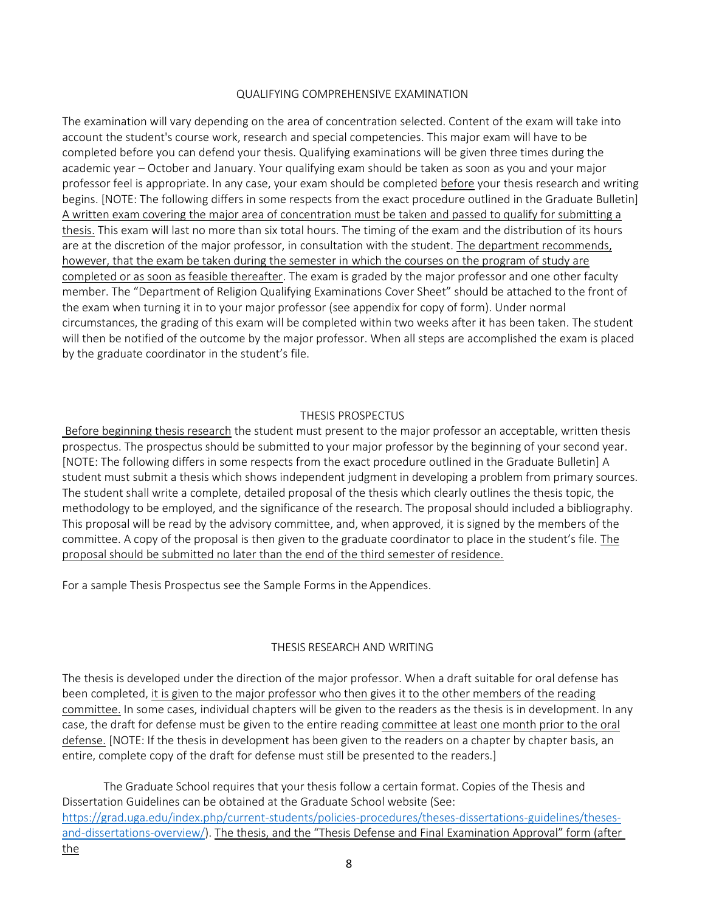## QUALIFYING COMPREHENSIVE EXAMINATION

The examination will vary depending on the area of concentration selected. Content of the exam will take into account the student's course work, research and special competencies. This major exam will have to be completed before you can defend your thesis. Qualifying examinations will be given three times during the academic year – October and January. Your qualifying exam should be taken as soon as you and your major professor feel is appropriate. In any case, your exam should be completed <u>before</u> your thesis research and writing begins. [NOTE: The following differs in some respects from the exact procedure outlined in the Graduate Bulletin] <u>A written exam covering the major area of concentration must be taken and passed to qualify for submitting a thesis.</u> This exam will last no more than six total hours. The timing of the exam and the distribution of its hours are at the discretion of the major professor, in consultation with the student. <u>The department recommends, however, that the exam be taken during the semester in which the courses on the program of study are completed or as soon as feasible thereafter</u>. The exam is graded by the major professor and one other faculty member. The "Department of Religion Qualifying Examinations Cover Sheet" should be attached to the front of the exam when turning it in to your major professor (see appendix for copy of form). Under normal circumstances, the grading of this exam will be completed within two weeks after it has been taken. The student will then be notified of the outcome by the major professor. When all steps are accomplished the exam is placed by the graduate coordinator in the student's file.

## THESIS PROSPECTUS

<u>Before beginning thesis research</u> the student must present to the major professor an acceptable, written thesis prospectus. The prospectus should be submitted to your major professor by the beginning of your second year. [NOTE: The following differs in some respects from the exact procedure outlined in the Graduate Bulletin] A student must submit a thesis which shows independent judgment in developing a problem from primary sources. The student shall write a complete, detailed proposal of the thesis which clearly outlines the thesis topic, the methodology to be employed, and the significance of the research. The proposal should included a bibliography. This proposal will be read by the advisory committee, and, when approved, it is signed by the members of the committee. A copy of the proposal is then given to the graduate coordinator to place in the student's file. <u>The proposal should be submitted no later than the end of the third semester of residence.</u>

For a sample Thesis Prospectus see the Sample Forms in the Appendices.

## THESIS RESEARCH AND WRITING

The thesis is developed under the direction of the major professor. When a draft suitable for oral defense has been completed, <u>it is given to the major professor who then gives it to the other members of the reading committee.</u> In some cases, individual chapters will be given to the readers as the thesis is in development. In any case, the draft for defense must be given to the entire reading <u>committee at least one month prior to the oral defense.</u> [NOTE: If the thesis in development has been given to the readers on a chapter by chapter basis, an entire, complete copy of the draft for defense must still be presented to the readers.]

The Graduate School requires that your thesis follow a certain format. Copies of the Thesis and Dissertation Guidelines can be obtained at the Graduate School website (See: https://grad.uga.edu/index.php/current-students/policies-procedures/theses-dissertations-guidelines/theses-and-dissertations-overview/). <u>The thesis, and the "Thesis Defense and Final Examination Approval" form (after the</u>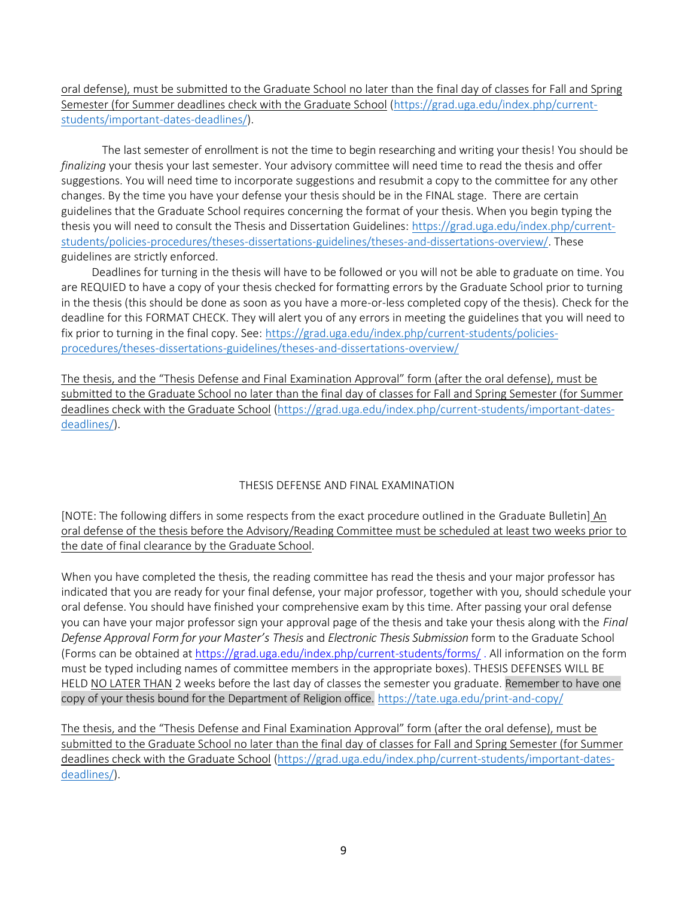oral defense), must be submitted to the Graduate School no later than the final day of classes for Fall and Spring Semester (for Summer deadlines check with the Graduate School (https://grad.uga.edu/index.php/current-students/important-dates-deadlines/).

The last semester of enrollment is not the time to begin researching and writing your thesis! You should be *finalizing* your thesis your last semester. Your advisory committee will need time to read the thesis and offer suggestions. You will need time to incorporate suggestions and resubmit a copy to the committee for any other changes. By the time you have your defense your thesis should be in the FINAL stage. There are certain guidelines that the Graduate School requires concerning the format of your thesis. When you begin typing the thesis you will need to consult the Thesis and Dissertation Guidelines: https://grad.uga.edu/index.php/current-students/policies-procedures/theses-dissertations-guidelines/theses-and-dissertations-overview/. These guidelines are strictly enforced.

Deadlines for turning in the thesis will have to be followed or you will not be able to graduate on time. You are REQUIED to have a copy of your thesis checked for formatting errors by the Graduate School prior to turning in the thesis (this should be done as soon as you have a more-or-less completed copy of the thesis). Check for the deadline for this FORMAT CHECK. They will alert you of any errors in meeting the guidelines that you will need to fix prior to turning in the final copy. See: https://grad.uga.edu/index.php/current-students/policies-procedures/theses-dissertations-guidelines/theses-and-dissertations-overview/

The thesis, and the "Thesis Defense and Final Examination Approval" form (after the oral defense), must be submitted to the Graduate School no later than the final day of classes for Fall and Spring Semester (for Summer deadlines check with the Graduate School (https://grad.uga.edu/index.php/current-students/important-dates-deadlines/).

## THESIS DEFENSE AND FINAL EXAMINATION

[NOTE: The following differs in some respects from the exact procedure outlined in the Graduate Bulletin] An oral defense of the thesis before the Advisory/Reading Committee must be scheduled at least two weeks prior to the date of final clearance by the Graduate School.

When you have completed the thesis, the reading committee has read the thesis and your major professor has indicated that you are ready for your final defense, your major professor, together with you, should schedule your oral defense. You should have finished your comprehensive exam by this time. After passing your oral defense you can have your major professor sign your approval page of the thesis and take your thesis along with the *Final Defense Approval Form for your Master's Thesis* and *Electronic Thesis Submission* form to the Graduate School (Forms can be obtained at https://grad.uga.edu/index.php/current-students/forms/ . All information on the form must be typed including names of committee members in the appropriate boxes). THESIS DEFENSES WILL BE HELD NO LATER THAN 2 weeks before the last day of classes the semester you graduate. Remember to have one copy of your thesis bound for the Department of Religion office. https://tate.uga.edu/print-and-copy/

The thesis, and the "Thesis Defense and Final Examination Approval" form (after the oral defense), must be submitted to the Graduate School no later than the final day of classes for Fall and Spring Semester (for Summer deadlines check with the Graduate School (https://grad.uga.edu/index.php/current-students/important-dates-deadlines/).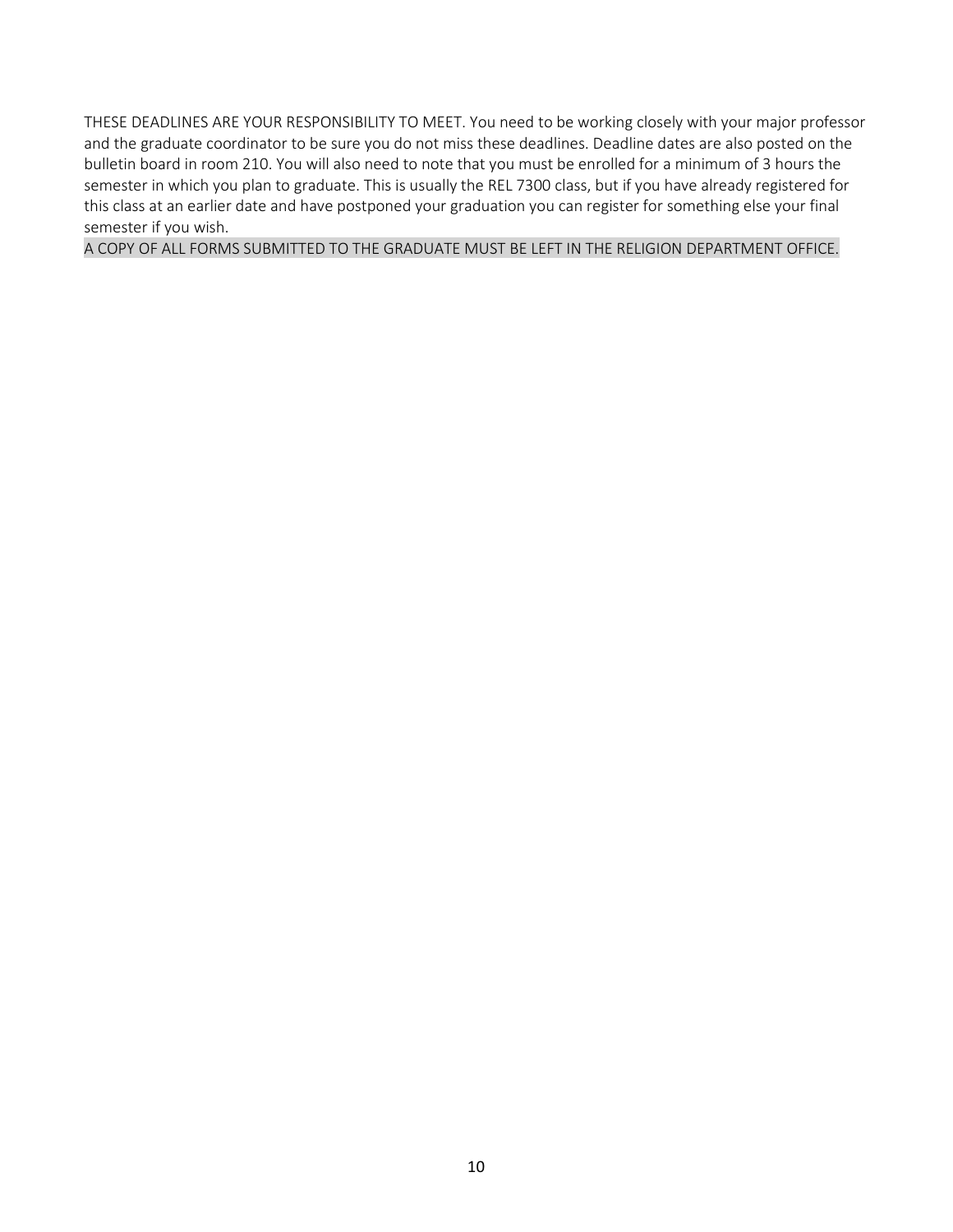THESE DEADLINES ARE YOUR RESPONSIBILITY TO MEET. You need to be working closely with your major professor and the graduate coordinator to be sure you do not miss these deadlines. Deadline dates are also posted on the bulletin board in room 210. You will also need to note that you must be enrolled for a minimum of 3 hours the semester in which you plan to graduate. This is usually the REL 7300 class, but if you have already registered for this class at an earlier date and have postponed your graduation you can register for something else your final semester if you wish.

A COPY OF ALL FORMS SUBMITTED TO THE GRADUATE MUST BE LEFT IN THE RELIGION DEPARTMENT OFFICE.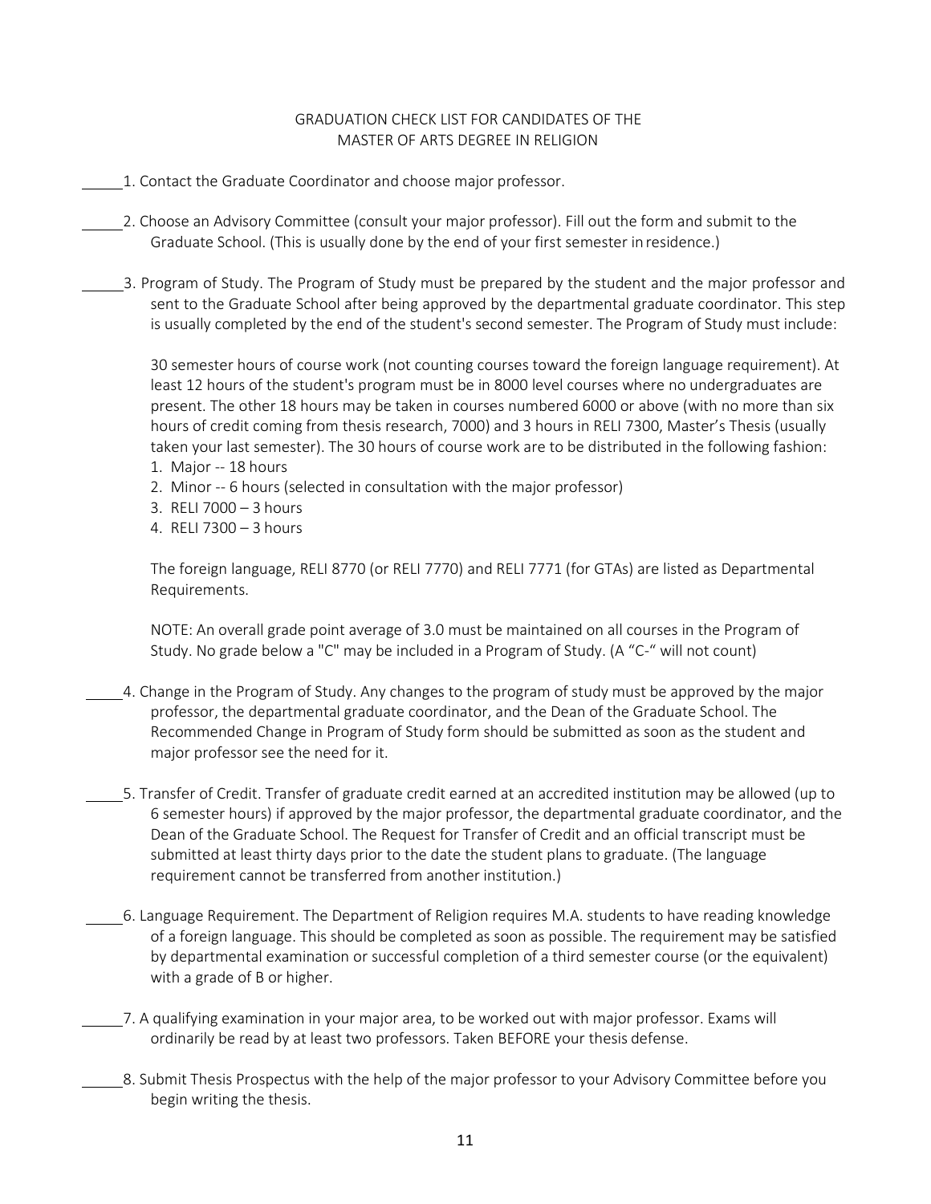GRADUATION CHECK LIST FOR CANDIDATES OF THE
MASTER OF ARTS DEGREE IN RELIGION

_____1. Contact the Graduate Coordinator and choose major professor.

_____2. Choose an Advisory Committee (consult your major professor). Fill out the form and submit to the Graduate School. (This is usually done by the end of your first semester in residence.)

_____3. Program of Study. The Program of Study must be prepared by the student and the major professor and sent to the Graduate School after being approved by the departmental graduate coordinator. This step is usually completed by the end of the student's second semester. The Program of Study must include:

30 semester hours of course work (not counting courses toward the foreign language requirement). At least 12 hours of the student's program must be in 8000 level courses where no undergraduates are present. The other 18 hours may be taken in courses numbered 6000 or above (with no more than six hours of credit coming from thesis research, 7000) and 3 hours in RELI 7300, Master's Thesis (usually taken your last semester). The 30 hours of course work are to be distributed in the following fashion:

1. Major -- 18 hours
2. Minor -- 6 hours (selected in consultation with the major professor)
3. RELI 7000 – 3 hours
4. RELI 7300 – 3 hours

The foreign language, RELI 8770 (or RELI 7770) and RELI 7771 (for GTAs) are listed as Departmental Requirements.

NOTE: An overall grade point average of 3.0 must be maintained on all courses in the Program of Study. No grade below a "C" may be included in a Program of Study. (A "C-" will not count)

_____4. Change in the Program of Study. Any changes to the program of study must be approved by the major professor, the departmental graduate coordinator, and the Dean of the Graduate School. The Recommended Change in Program of Study form should be submitted as soon as the student and major professor see the need for it.

_____5. Transfer of Credit. Transfer of graduate credit earned at an accredited institution may be allowed (up to 6 semester hours) if approved by the major professor, the departmental graduate coordinator, and the Dean of the Graduate School. The Request for Transfer of Credit and an official transcript must be submitted at least thirty days prior to the date the student plans to graduate. (The language requirement cannot be transferred from another institution.)

_____6. Language Requirement. The Department of Religion requires M.A. students to have reading knowledge of a foreign language. This should be completed as soon as possible. The requirement may be satisfied by departmental examination or successful completion of a third semester course (or the equivalent) with a grade of B or higher.

_____7. A qualifying examination in your major area, to be worked out with major professor. Exams will ordinarily be read by at least two professors. Taken BEFORE your thesis defense.

_____8. Submit Thesis Prospectus with the help of the major professor to your Advisory Committee before you begin writing the thesis.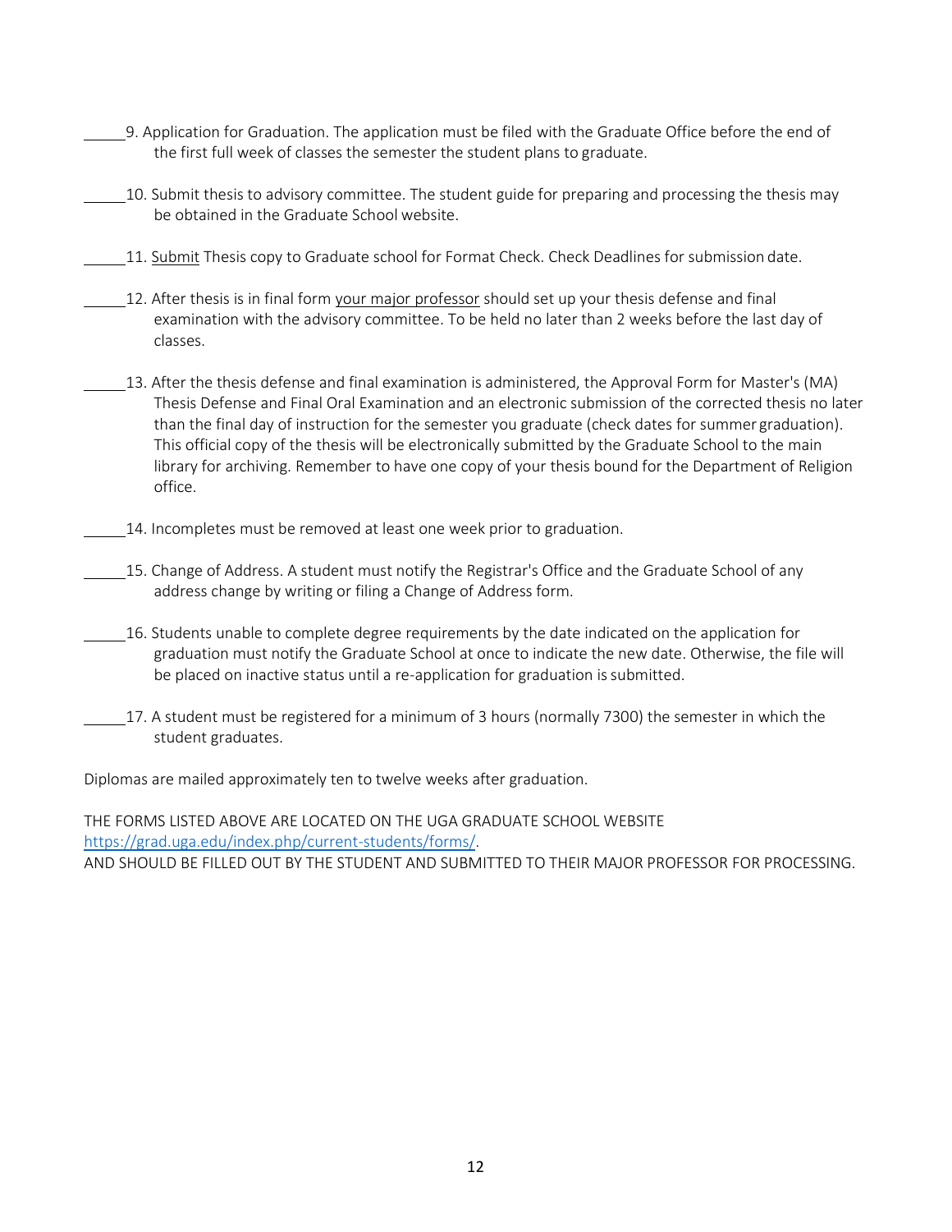_____9. Application for Graduation. The application must be filed with the Graduate Office before the end of the first full week of classes the semester the student plans to graduate.

_____10. Submit thesis to advisory committee. The student guide for preparing and processing the thesis may be obtained in the Graduate School website.

_____11. <u>Submit</u> Thesis copy to Graduate school for Format Check. Check Deadlines for submission date.

_____12. After thesis is in final form <u>your major professor</u> should set up your thesis defense and final examination with the advisory committee. To be held no later than 2 weeks before the last day of classes.

_____13. After the thesis defense and final examination is administered, the Approval Form for Master's (MA) Thesis Defense and Final Oral Examination and an electronic submission of the corrected thesis no later than the final day of instruction for the semester you graduate (check dates for summer graduation). This official copy of the thesis will be electronically submitted by the Graduate School to the main library for archiving. Remember to have one copy of your thesis bound for the Department of Religion office.

_____14. Incompletes must be removed at least one week prior to graduation.

_____15. Change of Address. A student must notify the Registrar's Office and the Graduate School of any address change by writing or filing a Change of Address form.

_____16. Students unable to complete degree requirements by the date indicated on the application for graduation must notify the Graduate School at once to indicate the new date. Otherwise, the file will be placed on inactive status until a re-application for graduation is submitted.

_____17. A student must be registered for a minimum of 3 hours (normally 7300) the semester in which the student graduates.

Diplomas are mailed approximately ten to twelve weeks after graduation.

THE FORMS LISTED ABOVE ARE LOCATED ON THE UGA GRADUATE SCHOOL WEBSITE [https://grad.uga.edu/index.php/current-students/forms/](https://grad.uga.edu/index.php/current-students/forms/).
AND SHOULD BE FILLED OUT BY THE STUDENT AND SUBMITTED TO THEIR MAJOR PROFESSOR FOR PROCESSING.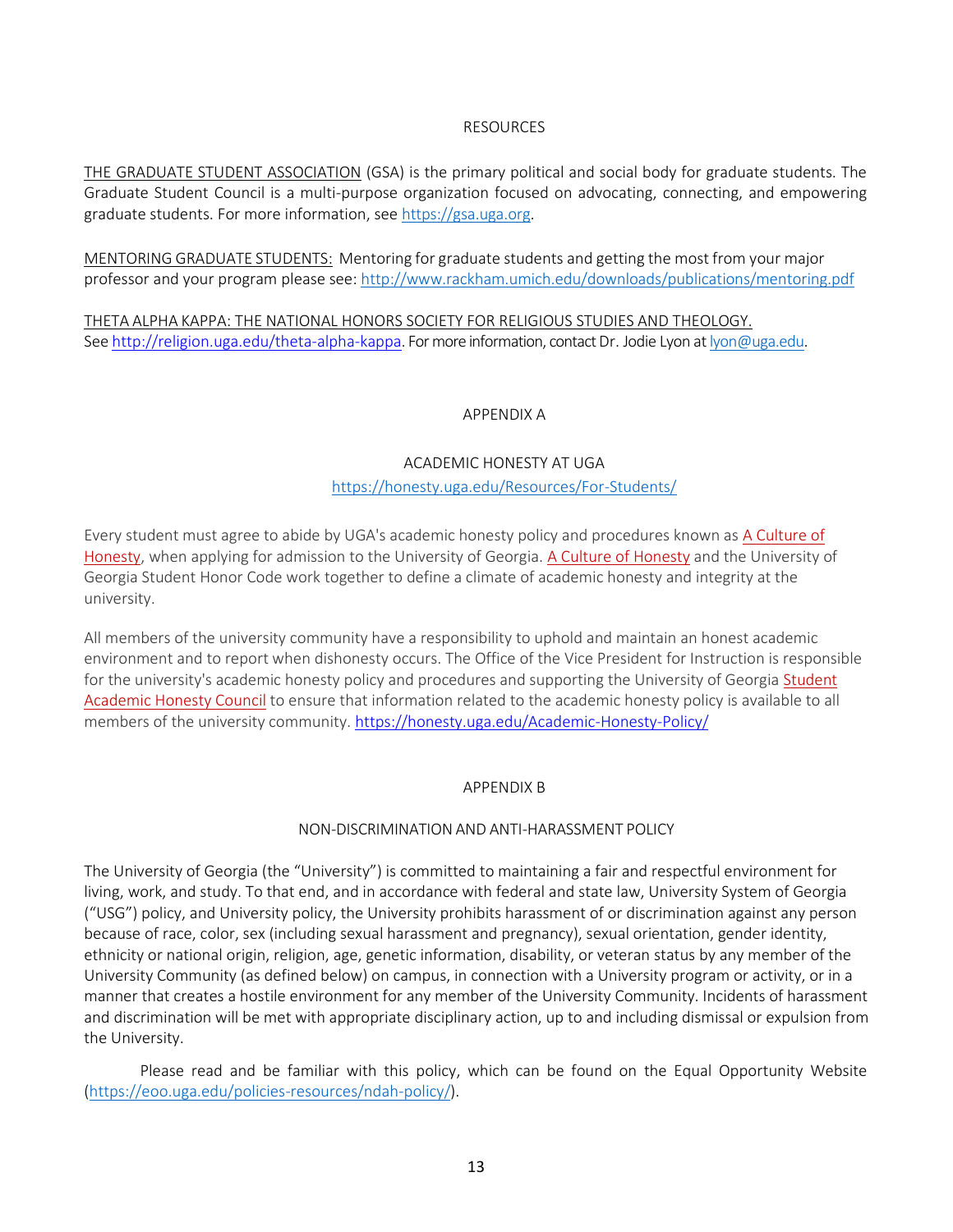## RESOURCES

THE GRADUATE STUDENT ASSOCIATION (GSA) is the primary political and social body for graduate students. The Graduate Student Council is a multi-purpose organization focused on advocating, connecting, and empowering graduate students. For more information, see https://gsa.uga.org.

MENTORING GRADUATE STUDENTS: Mentoring for graduate students and getting the most from your major professor and your program please see: http://www.rackham.umich.edu/downloads/publications/mentoring.pdf

THETA ALPHA KAPPA: THE NATIONAL HONORS SOCIETY FOR RELIGIOUS STUDIES AND THEOLOGY.
See http://religion.uga.edu/theta-alpha-kappa. For more information, contact Dr. Jodie Lyon at lyon@uga.edu.

## APPENDIX A

### ACADEMIC HONESTY AT UGA

https://honesty.uga.edu/Resources/For-Students/

Every student must agree to abide by UGA's academic honesty policy and procedures known as A Culture of Honesty, when applying for admission to the University of Georgia. A Culture of Honesty and the University of Georgia Student Honor Code work together to define a climate of academic honesty and integrity at the university.

All members of the university community have a responsibility to uphold and maintain an honest academic environment and to report when dishonesty occurs. The Office of the Vice President for Instruction is responsible for the university's academic honesty policy and procedures and supporting the University of Georgia Student Academic Honesty Council to ensure that information related to the academic honesty policy is available to all members of the university community. https://honesty.uga.edu/Academic-Honesty-Policy/

## APPENDIX B

### NON-DISCRIMINATION AND ANTI-HARASSMENT POLICY

The University of Georgia (the "University") is committed to maintaining a fair and respectful environment for living, work, and study. To that end, and in accordance with federal and state law, University System of Georgia ("USG") policy, and University policy, the University prohibits harassment of or discrimination against any person because of race, color, sex (including sexual harassment and pregnancy), sexual orientation, gender identity, ethnicity or national origin, religion, age, genetic information, disability, or veteran status by any member of the University Community (as defined below) on campus, in connection with a University program or activity, or in a manner that creates a hostile environment for any member of the University Community. Incidents of harassment and discrimination will be met with appropriate disciplinary action, up to and including dismissal or expulsion from the University.

Please read and be familiar with this policy, which can be found on the Equal Opportunity Website (https://eoo.uga.edu/policies-resources/ndah-policy/).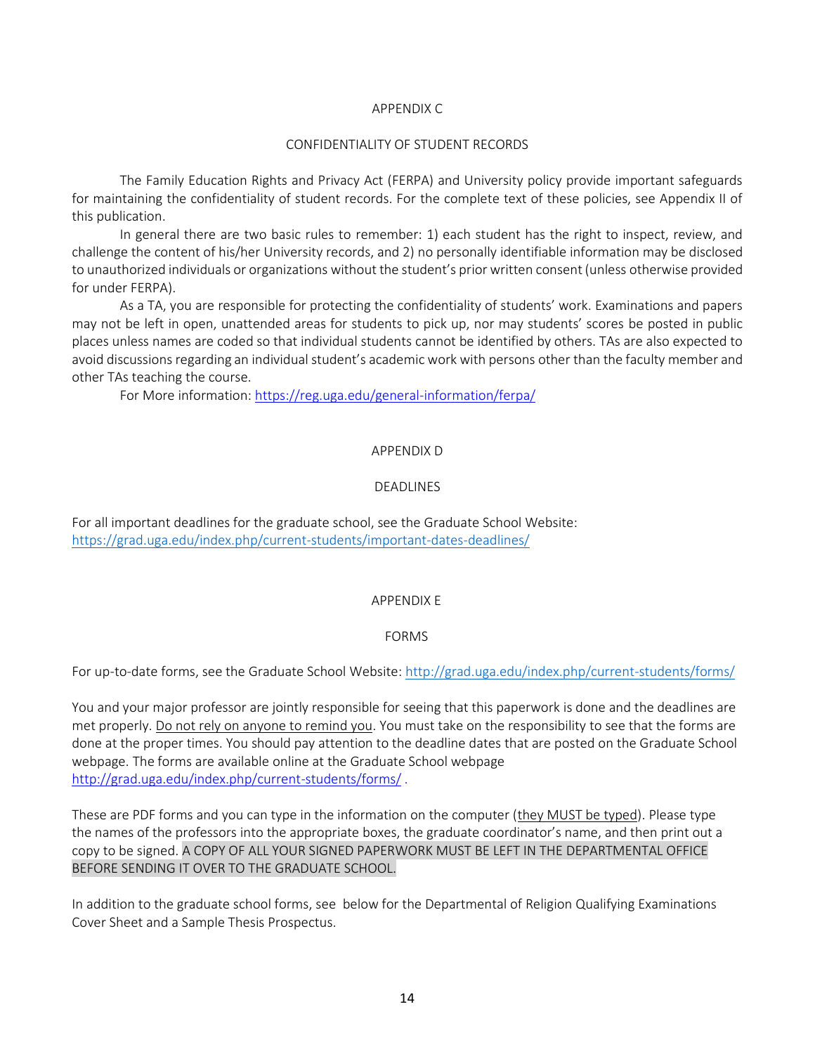## APPENDIX C

### CONFIDENTIALITY OF STUDENT RECORDS

The Family Education Rights and Privacy Act (FERPA) and University policy provide important safeguards for maintaining the confidentiality of student records. For the complete text of these policies, see Appendix II of this publication.

In general there are two basic rules to remember: 1) each student has the right to inspect, review, and challenge the content of his/her University records, and 2) no personally identifiable information may be disclosed to unauthorized individuals or organizations without the student's prior written consent (unless otherwise provided for under FERPA).

As a TA, you are responsible for protecting the confidentiality of students' work. Examinations and papers may not be left in open, unattended areas for students to pick up, nor may students' scores be posted in public places unless names are coded so that individual students cannot be identified by others. TAs are also expected to avoid discussions regarding an individual student's academic work with persons other than the faculty member and other TAs teaching the course.

For More information: https://reg.uga.edu/general-information/ferpa/

## APPENDIX D

### DEADLINES

For all important deadlines for the graduate school, see the Graduate School Website: https://grad.uga.edu/index.php/current-students/important-dates-deadlines/

## APPENDIX E

### FORMS

For up-to-date forms, see the Graduate School Website: http://grad.uga.edu/index.php/current-students/forms/

You and your major professor are jointly responsible for seeing that this paperwork is done and the deadlines are met properly. Do not rely on anyone to remind you. You must take on the responsibility to see that the forms are done at the proper times. You should pay attention to the deadline dates that are posted on the Graduate School webpage. The forms are available online at the Graduate School webpage http://grad.uga.edu/index.php/current-students/forms/ .

These are PDF forms and you can type in the information on the computer (they MUST be typed). Please type the names of the professors into the appropriate boxes, the graduate coordinator's name, and then print out a copy to be signed. A COPY OF ALL YOUR SIGNED PAPERWORK MUST BE LEFT IN THE DEPARTMENTAL OFFICE BEFORE SENDING IT OVER TO THE GRADUATE SCHOOL.

In addition to the graduate school forms, see below for the Departmental of Religion Qualifying Examinations Cover Sheet and a Sample Thesis Prospectus.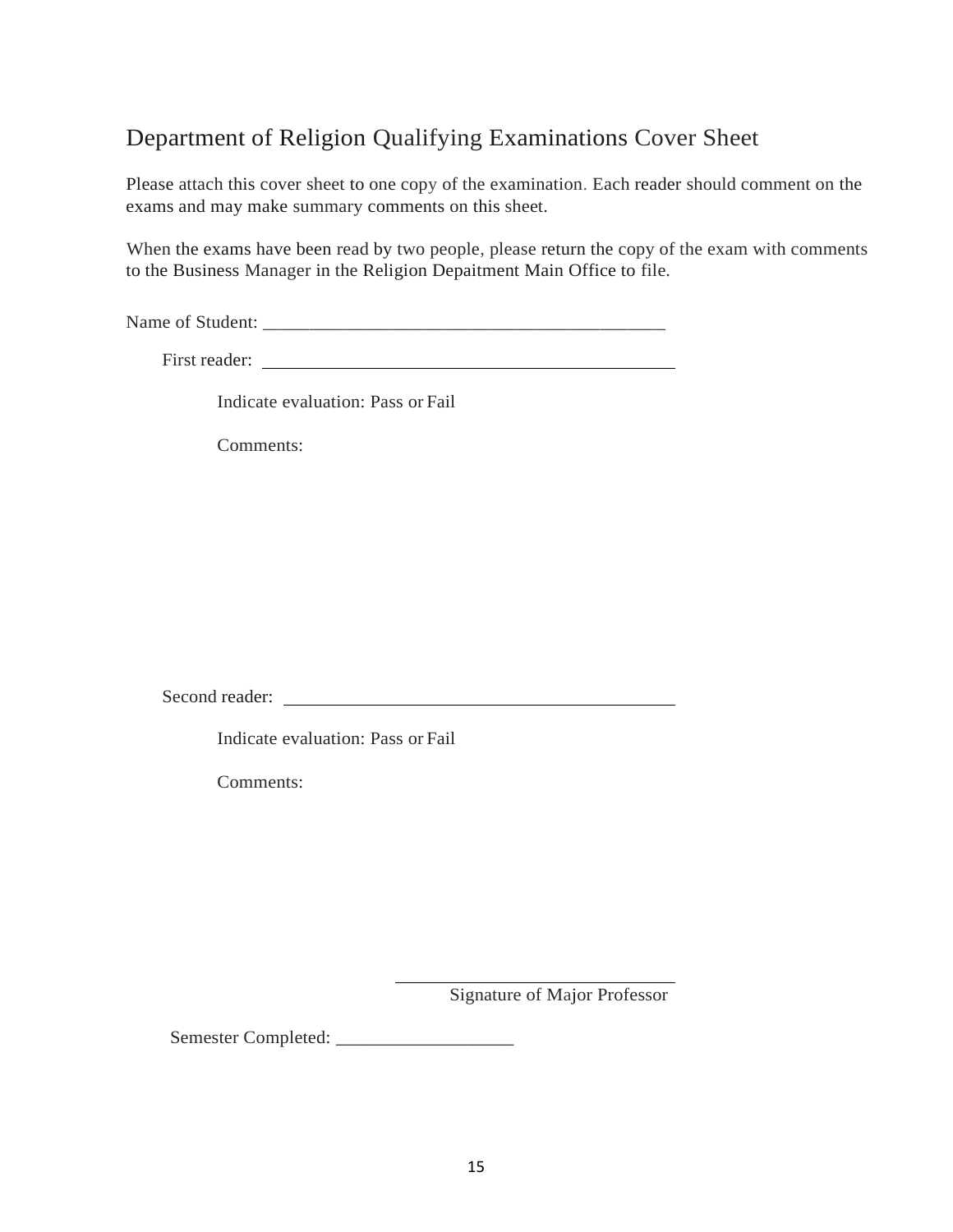# Department of Religion Qualifying Examinations Cover Sheet

Please attach this cover sheet to one copy of the examination. Each reader should comment on the exams and may make summary comments on this sheet.

When the exams have been read by two people, please return the copy of the exam with comments to the Business Manager in the Religion Depaitment Main Office to file.

Name of Student: ___________________________________________

First reader: ___________________________________________

Indicate evaluation: Pass or Fail

Comments:

Second reader: ___________________________________________

Indicate evaluation: Pass or Fail

Comments:

______________________________
Signature of Major Professor

Semester Completed: ___________________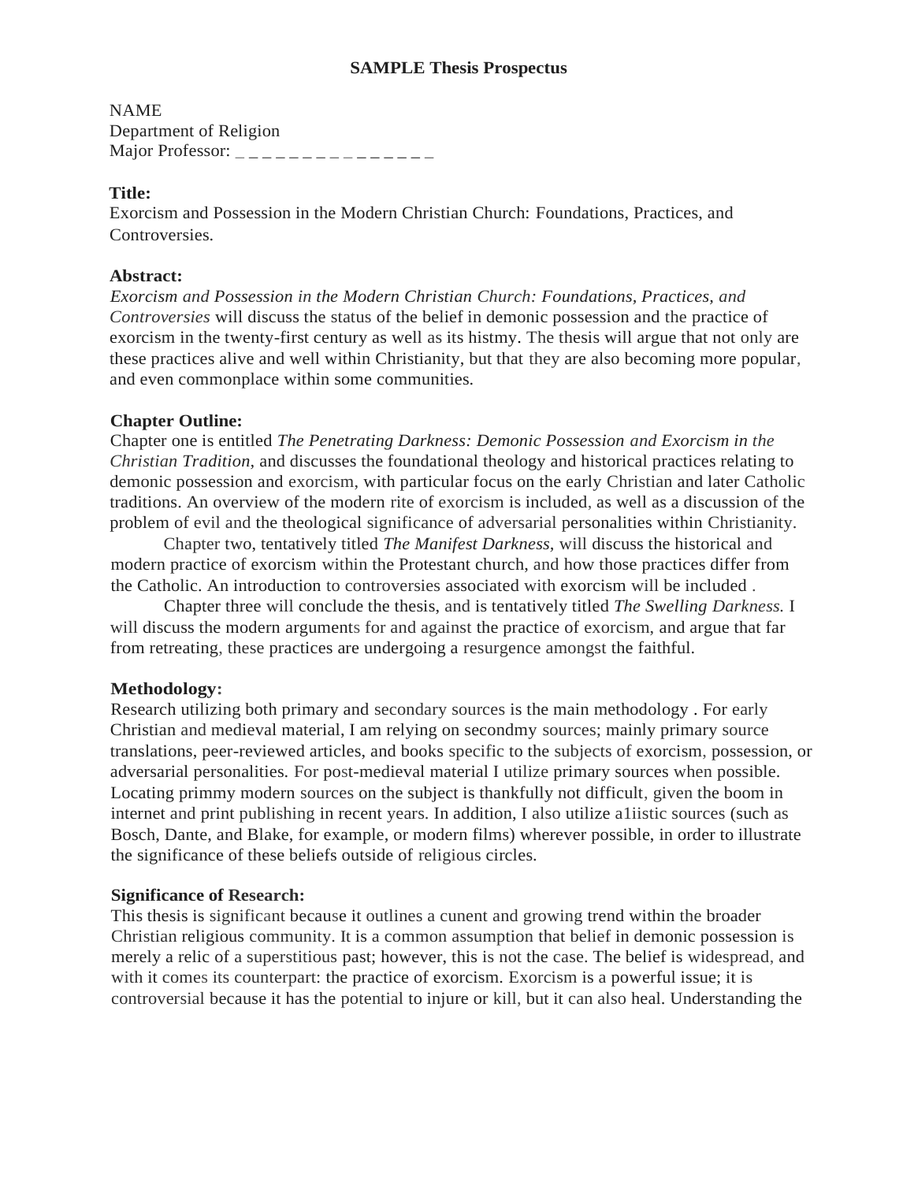**SAMPLE Thesis Prospectus**

NAME
Department of Religion
Major Professor: _ _ _ _ _ _ _ _ _ _ _ _ _ _ _

**Title:**
Exorcism and Possession in the Modern Christian Church: Foundations, Practices, and Controversies.

**Abstract:**
*Exorcism and Possession in the Modern Christian Church: Foundations, Practices, and Controversies* will discuss the status of the belief in demonic possession and the practice of exorcism in the twenty-first century as well as its histmy. The thesis will argue that not only are these practices alive and well within Christianity, but that they are also becoming more popular, and even commonplace within some communities.

**Chapter Outline:**
Chapter one is entitled *The Penetrating Darkness: Demonic Possession and Exorcism in the Christian Tradition*, and discusses the foundational theology and historical practices relating to demonic possession and exorcism, with particular focus on the early Christian and later Catholic traditions. An overview of the modern rite of exorcism is included, as well as a discussion of the problem of evil and the theological significance of adversarial personalities within Christianity.

Chapter two, tentatively titled *The Manifest Darkness,* will discuss the historical and modern practice of exorcism within the Protestant church, and how those practices differ from the Catholic. An introduction to controversies associated with exorcism will be included .

Chapter three will conclude the thesis, and is tentatively titled *The Swelling Darkness.* I will discuss the modern arguments for and against the practice of exorcism, and argue that far from retreating, these practices are undergoing a resurgence amongst the faithful.

**Methodology:**
Research utilizing both primary and secondary sources is the main methodology . For early Christian and medieval material, I am relying on secondmy sources; mainly primary source translations, peer-reviewed articles, and books specific to the subjects of exorcism, possession, or adversarial personalities. For post-medieval material I utilize primary sources when possible. Locating primmy modern sources on the subject is thankfully not difficult, given the boom in internet and print publishing in recent years. In addition, I also utilize a1iistic sources (such as Bosch, Dante, and Blake, for example, or modern films) wherever possible, in order to illustrate the significance of these beliefs outside of religious circles.

**Significance of Research:**
This thesis is significant because it outlines a cunent and growing trend within the broader Christian religious community. It is a common assumption that belief in demonic possession is merely a relic of a superstitious past; however, this is not the case. The belief is widespread, and with it comes its counterpart: the practice of exorcism. Exorcism is a powerful issue; it is controversial because it has the potential to injure or kill, but it can also heal. Understanding the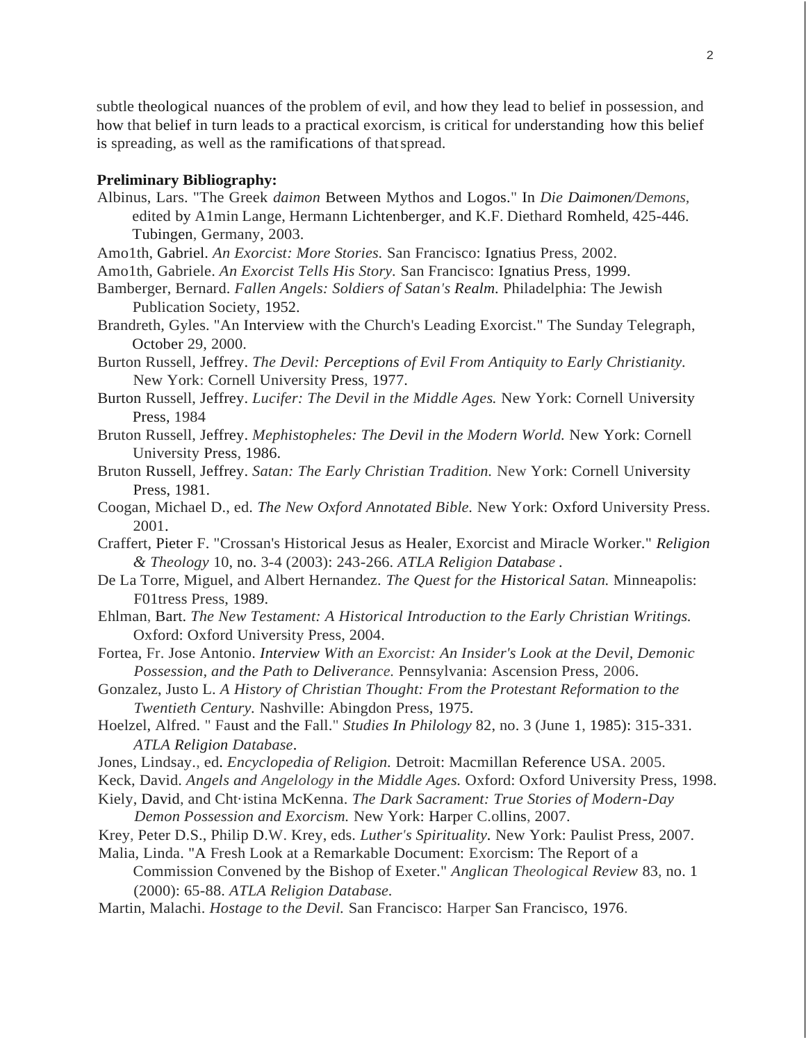subtle theological nuances of the problem of evil, and how they lead to belief in possession, and how that belief in turn leads to a practical exorcism, is critical for understanding how this belief is spreading, as well as the ramifications of that spread.

**Preliminary Bibliography:**

Albinus, Lars. "The Greek *daimon* Between Mythos and Logos." In *Die Daimonen/Demons,* edited by A1min Lange, Hermann Lichtenberger, and K.F. Diethard Romheld, 425-446. Tubingen, Germany, 2003.

Amo1th, Gabriel. *An Exorcist: More Stories.* San Francisco: Ignatius Press, 2002.

Amo1th, Gabriele. *An Exorcist Tells His Story.* San Francisco: Ignatius Press, 1999.

Bamberger, Bernard. *Fallen Angels: Soldiers of Satan's Realm.* Philadelphia: The Jewish Publication Society, 1952.

Brandreth, Gyles. "An Interview with the Church's Leading Exorcist." The Sunday Telegraph, October 29, 2000.

Burton Russell, Jeffrey. *The Devil: Perceptions of Evil From Antiquity to Early Christianity.* New York: Cornell University Press, 1977.

Burton Russell, Jeffrey. *Lucifer: The Devil in the Middle Ages.* New York: Cornell University Press, 1984

Bruton Russell, Jeffrey. *Mephistopheles: The Devil in the Modern World.* New York: Cornell University Press, 1986.

Bruton Russell, Jeffrey. *Satan: The Early Christian Tradition.* New York: Cornell University Press, 1981.

Coogan, Michael D., ed. *The New Oxford Annotated Bible.* New York: Oxford University Press. 2001.

Craffert, Pieter F. "Crossan's Historical Jesus as Healer, Exorcist and Miracle Worker." *Religion & Theology* 10, no. 3-4 (2003): 243-266. *ATLA Religion Database* .

De La Torre, Miguel, and Albert Hernandez. *The Quest for the Historical Satan.* Minneapolis: F01tress Press, 1989.

Ehlman, Bart. *The New Testament: A Historical Introduction to the Early Christian Writings.* Oxford: Oxford University Press, 2004.

Fortea, Fr. Jose Antonio. *Interview With an Exorcist: An Insider's Look at the Devil, Demonic Possession, and the Path to Deliverance.* Pennsylvania: Ascension Press, 2006.

Gonzalez, Justo L. *A History of Christian Thought: From the Protestant Reformation to the Twentieth Century.* Nashville: Abingdon Press, 1975.

Hoelzel, Alfred. " Faust and the Fall." *Studies In Philology* 82, no. 3 (June 1, 1985): 315-331. *ATLA Religion Database*.

Jones, Lindsay., ed. *Encyclopedia of Religion.* Detroit: Macmillan Reference USA. 2005.

Keck, David. *Angels and Angelology in the Middle Ages.* Oxford: Oxford University Press, 1998.

Kiely, David, and Cht·istina McKenna. *The Dark Sacrament: True Stories of Modern-Day Demon Possession and Exorcism.* New York: Harper C.ollins, 2007.

Krey, Peter D.S., Philip D.W. Krey, eds. *Luther's Spirituality.* New York: Paulist Press, 2007.

Malia, Linda. "A Fresh Look at a Remarkable Document: Exorcism: The Report of a Commission Convened by the Bishop of Exeter." *Anglican Theological Review* 83, no. 1 (2000): 65-88. *ATLA Religion Database.*

Martin, Malachi. *Hostage to the Devil.* San Francisco: Harper San Francisco, 1976.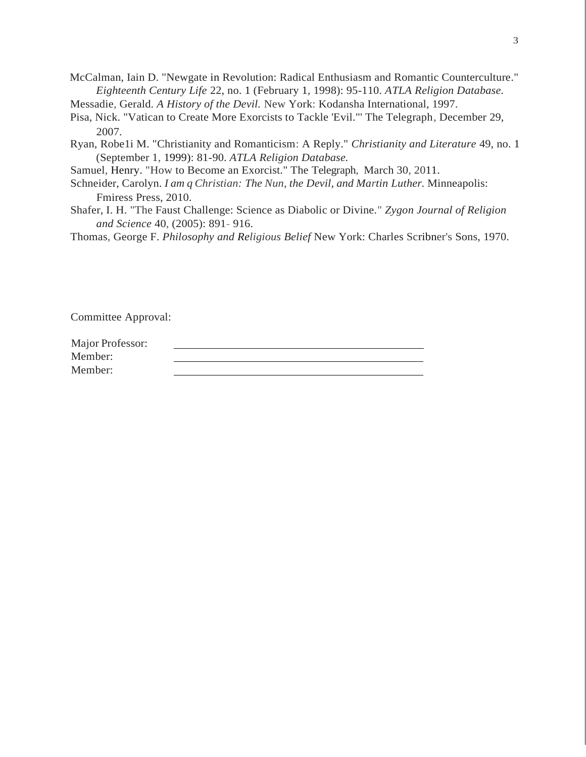McCalman, Iain D. "Newgate in Revolution: Radical Enthusiasm and Romantic Counterculture." *Eighteenth Century Life* 22, no. 1 (February 1, 1998): 95-110. *ATLA Religion Database.*

Messadie, Gerald. *A History of the Devil.* New York: Kodansha International, 1997.

Pisa, Nick. "Vatican to Create More Exorcists to Tackle 'Evil.'" The Telegraph, December 29, 2007.

Ryan, Robe1i M. "Christianity and Romanticism: A Reply." *Christianity and Literature* 49, no. 1 (September 1, 1999): 81-90. *ATLA Religion Database.*

Samuel, Henry. "How to Become an Exorcist." The Telegraph, March 30, 2011.

Schneider, Carolyn. *I am q Christian: The Nun, the Devil, and Martin Luther.* Minneapolis: Fmiress Press, 2010.

Shafer, I. H. "The Faust Challenge: Science as Diabolic or Divine." *Zygon Journal of Religion and Science* 40, (2005): 891- 916.

Thomas, George F. *Philosophy and Religious Belief* New York: Charles Scribner's Sons, 1970.

Committee Approval:

Major Professor: ______________________

Member: ______________________

Member: ______________________